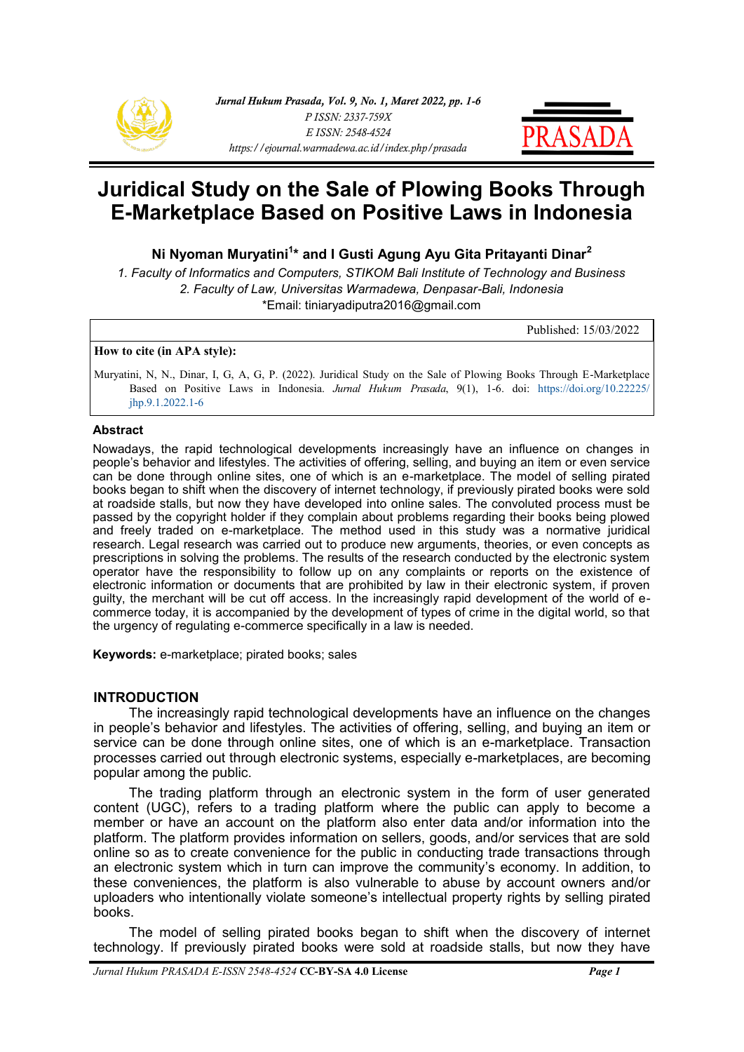# Juridical Study on the Sale of Plowing Books Through E-Marketplace Based on Positive Laws in Indonesia

**Ni Nyoman Muryatini[1]* and I Gusti Agung Ayu Gita Pritayanti Dinar[2]**

*1. Faculty of Informatics and Computers, STIKOM Bali Institute of Technology and Business*
*2. Faculty of Law, Universitas Warmadewa, Denpasar-Bali, Indonesia*
*Email: tiniaryadiputra2016@gmail.com

Published: 15/03/2022

**How to cite (in APA style):**

Muryatini, N, N., Dinar, I, G, A, G, P. (2022). Juridical Study on the Sale of Plowing Books Through E-Marketplace Based on Positive Laws in Indonesia. *Jurnal Hukum Prasada*, 9(1), 1-6. doi: https://doi.org/10.22225/jhp.9.1.2022.1-6

## Abstract

Nowadays, the rapid technological developments increasingly have an influence on changes in people's behavior and lifestyles. The activities of offering, selling, and buying an item or even service can be done through online sites, one of which is an e-marketplace. The model of selling pirated books began to shift when the discovery of internet technology, if previously pirated books were sold at roadside stalls, but now they have developed into online sales. The convoluted process must be passed by the copyright holder if they complain about problems regarding their books being plowed and freely traded on e-marketplace. The method used in this study was a normative juridical research. Legal research was carried out to produce new arguments, theories, or even concepts as prescriptions in solving the problems. The results of the research conducted by the electronic system operator have the responsibility to follow up on any complaints or reports on the existence of electronic information or documents that are prohibited by law in their electronic system, if proven guilty, the merchant will be cut off access. In the increasingly rapid development of the world of e-commerce today, it is accompanied by the development of types of crime in the digital world, so that the urgency of regulating e-commerce specifically in a law is needed.

**Keywords:** e-marketplace; pirated books; sales

## INTRODUCTION

The increasingly rapid technological developments have an influence on the changes in people's behavior and lifestyles. The activities of offering, selling, and buying an item or service can be done through online sites, one of which is an e-marketplace. Transaction processes carried out through electronic systems, especially e-marketplaces, are becoming popular among the public.

The trading platform through an electronic system in the form of user generated content (UGC), refers to a trading platform where the public can apply to become a member or have an account on the platform also enter data and/or information into the platform. The platform provides information on sellers, goods, and/or services that are sold online so as to create convenience for the public in conducting trade transactions through an electronic system which in turn can improve the community's economy. In addition, to these conveniences, the platform is also vulnerable to abuse by account owners and/or uploaders who intentionally violate someone's intellectual property rights by selling pirated books.

The model of selling pirated books began to shift when the discovery of internet technology. If previously pirated books were sold at roadside stalls, but now they have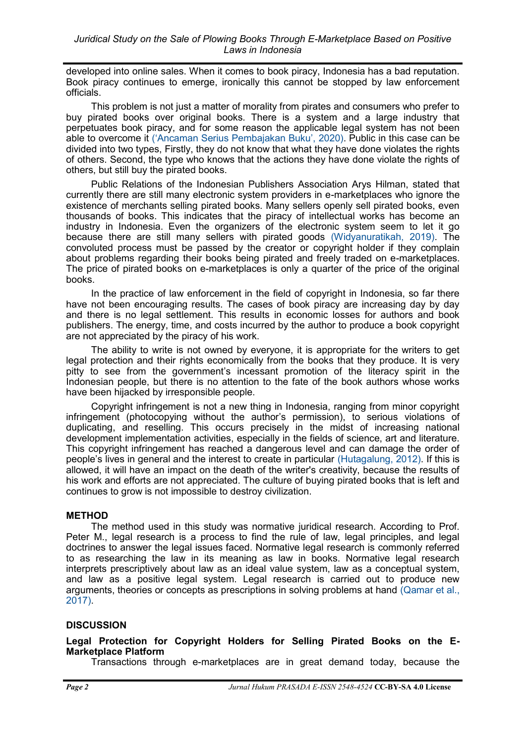developed into online sales. When it comes to book piracy, Indonesia has a bad reputation. Book piracy continues to emerge, ironically this cannot be stopped by law enforcement officials.

This problem is not just a matter of morality from pirates and consumers who prefer to buy pirated books over original books. There is a system and a large industry that perpetuates book piracy, and for some reason the applicable legal system has not been able to overcome it ('Ancaman Serius Pembajakan Buku', 2020). Public in this case can be divided into two types, Firstly, they do not know that what they have done violates the rights of others. Second, the type who knows that the actions they have done violate the rights of others, but still buy the pirated books.

Public Relations of the Indonesian Publishers Association Arys Hilman, stated that currently there are still many electronic system providers in e-marketplaces who ignore the existence of merchants selling pirated books. Many sellers openly sell pirated books, even thousands of books. This indicates that the piracy of intellectual works has become an industry in Indonesia. Even the organizers of the electronic system seem to let it go because there are still many sellers with pirated goods (Widyanuratikah, 2019). The convoluted process must be passed by the creator or copyright holder if they complain about problems regarding their books being pirated and freely traded on e-marketplaces. The price of pirated books on e-marketplaces is only a quarter of the price of the original books.

In the practice of law enforcement in the field of copyright in Indonesia, so far there have not been encouraging results. The cases of book piracy are increasing day by day and there is no legal settlement. This results in economic losses for authors and book publishers. The energy, time, and costs incurred by the author to produce a book copyright are not appreciated by the piracy of his work.

The ability to write is not owned by everyone, it is appropriate for the writers to get legal protection and their rights economically from the books that they produce. It is very pitty to see from the government's incessant promotion of the literacy spirit in the Indonesian people, but there is no attention to the fate of the book authors whose works have been hijacked by irresponsible people.

Copyright infringement is not a new thing in Indonesia, ranging from minor copyright infringement (photocopying without the author's permission), to serious violations of duplicating, and reselling. This occurs precisely in the midst of increasing national development implementation activities, especially in the fields of science, art and literature. This copyright infringement has reached a dangerous level and can damage the order of people's lives in general and the interest to create in particular (Hutagalung, 2012). If this is allowed, it will have an impact on the death of the writer's creativity, because the results of his work and efforts are not appreciated. The culture of buying pirated books that is left and continues to grow is not impossible to destroy civilization.

## METHOD

The method used in this study was normative juridical research. According to Prof. Peter M., legal research is a process to find the rule of law, legal principles, and legal doctrines to answer the legal issues faced. Normative legal research is commonly referred to as researching the law in its meaning as law in books. Normative legal research interprets prescriptively about law as an ideal value system, law as a conceptual system, and law as a positive legal system. Legal research is carried out to produce new arguments, theories or concepts as prescriptions in solving problems at hand (Qamar et al., 2017).

## DISCUSSION

### Legal Protection for Copyright Holders for Selling Pirated Books on the E-Marketplace Platform

Transactions through e-marketplaces are in great demand today, because the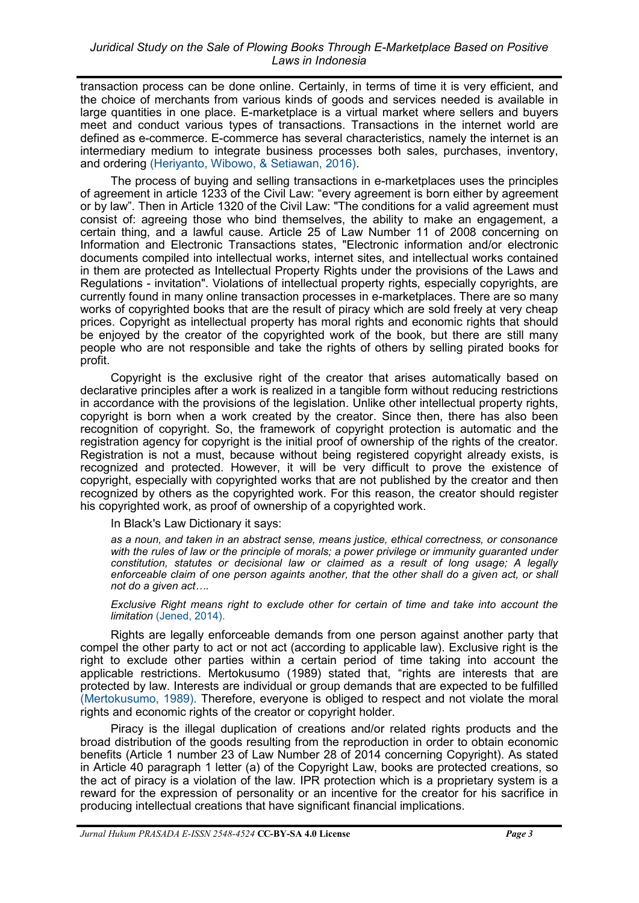transaction process can be done online. Certainly, in terms of time it is very efficient, and the choice of merchants from various kinds of goods and services needed is available in large quantities in one place. E-marketplace is a virtual market where sellers and buyers meet and conduct various types of transactions. Transactions in the internet world are defined as e-commerce. E-commerce has several characteristics, namely the internet is an intermediary medium to integrate business processes both sales, purchases, inventory, and ordering (Heriyanto, Wibowo, & Setiawan, 2016).

The process of buying and selling transactions in e-marketplaces uses the principles of agreement in article 1233 of the Civil Law: "every agreement is born either by agreement or by law". Then in Article 1320 of the Civil Law: "The conditions for a valid agreement must consist of: agreeing those who bind themselves, the ability to make an engagement, a certain thing, and a lawful cause. Article 25 of Law Number 11 of 2008 concerning on Information and Electronic Transactions states, "Electronic information and/or electronic documents compiled into intellectual works, internet sites, and intellectual works contained in them are protected as Intellectual Property Rights under the provisions of the Laws and Regulations - invitation". Violations of intellectual property rights, especially copyrights, are currently found in many online transaction processes in e-marketplaces. There are so many works of copyrighted books that are the result of piracy which are sold freely at very cheap prices. Copyright as intellectual property has moral rights and economic rights that should be enjoyed by the creator of the copyrighted work of the book, but there are still many people who are not responsible and take the rights of others by selling pirated books for profit.

Copyright is the exclusive right of the creator that arises automatically based on declarative principles after a work is realized in a tangible form without reducing restrictions in accordance with the provisions of the legislation. Unlike other intellectual property rights, copyright is born when a work created by the creator. Since then, there has also been recognition of copyright. So, the framework of copyright protection is automatic and the registration agency for copyright is the initial proof of ownership of the rights of the creator. Registration is not a must, because without being registered copyright already exists, is recognized and protected. However, it will be very difficult to prove the existence of copyright, especially with copyrighted works that are not published by the creator and then recognized by others as the copyrighted work. For this reason, the creator should register his copyrighted work, as proof of ownership of a copyrighted work.

In Black's Law Dictionary it says:

> *as a noun, and taken in an abstract sense, means justice, ethical correctness, or consonance with the rules of law or the principle of morals; a power privilege or immunity guaranted under constitution, statutes or decisional law or claimed as a result of long usage; A legally enforceable claim of one person againts another, that the other shall do a given act, or shall not do a given act….*
>
> *Exclusive Right means right to exclude other for certain of time and take into account the limitation* (Jened, 2014).

Rights are legally enforceable demands from one person against another party that compel the other party to act or not act (according to applicable law). Exclusive right is the right to exclude other parties within a certain period of time taking into account the applicable restrictions. Mertokusumo (1989) stated that, "rights are interests that are protected by law. Interests are individual or group demands that are expected to be fulfilled (Mertokusumo, 1989). Therefore, everyone is obliged to respect and not violate the moral rights and economic rights of the creator or copyright holder.

Piracy is the illegal duplication of creations and/or related rights products and the broad distribution of the goods resulting from the reproduction in order to obtain economic benefits (Article 1 number 23 of Law Number 28 of 2014 concerning Copyright). As stated in Article 40 paragraph 1 letter (a) of the Copyright Law, books are protected creations, so the act of piracy is a violation of the law. IPR protection which is a proprietary system is a reward for the expression of personality or an incentive for the creator for his sacrifice in producing intellectual creations that have significant financial implications.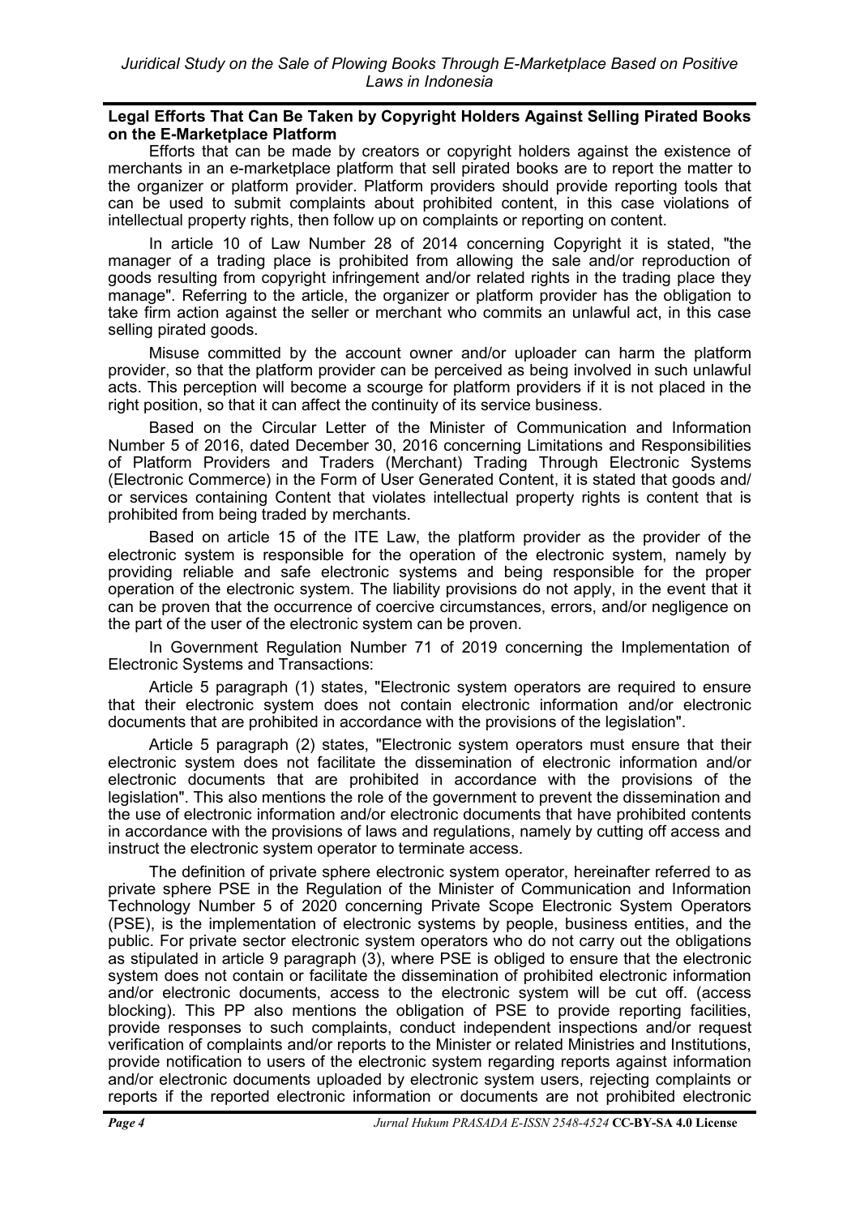**Legal Efforts That Can Be Taken by Copyright Holders Against Selling Pirated Books on the E-Marketplace Platform**

Efforts that can be made by creators or copyright holders against the existence of merchants in an e-marketplace platform that sell pirated books are to report the matter to the organizer or platform provider. Platform providers should provide reporting tools that can be used to submit complaints about prohibited content, in this case violations of intellectual property rights, then follow up on complaints or reporting on content.

In article 10 of Law Number 28 of 2014 concerning Copyright it is stated, "the manager of a trading place is prohibited from allowing the sale and/or reproduction of goods resulting from copyright infringement and/or related rights in the trading place they manage". Referring to the article, the organizer or platform provider has the obligation to take firm action against the seller or merchant who commits an unlawful act, in this case selling pirated goods.

Misuse committed by the account owner and/or uploader can harm the platform provider, so that the platform provider can be perceived as being involved in such unlawful acts. This perception will become a scourge for platform providers if it is not placed in the right position, so that it can affect the continuity of its service business.

Based on the Circular Letter of the Minister of Communication and Information Number 5 of 2016, dated December 30, 2016 concerning Limitations and Responsibilities of Platform Providers and Traders (Merchant) Trading Through Electronic Systems (Electronic Commerce) in the Form of User Generated Content, it is stated that goods and/ or services containing Content that violates intellectual property rights is content that is prohibited from being traded by merchants.

Based on article 15 of the ITE Law, the platform provider as the provider of the electronic system is responsible for the operation of the electronic system, namely by providing reliable and safe electronic systems and being responsible for the proper operation of the electronic system. The liability provisions do not apply, in the event that it can be proven that the occurrence of coercive circumstances, errors, and/or negligence on the part of the user of the electronic system can be proven.

In Government Regulation Number 71 of 2019 concerning the Implementation of Electronic Systems and Transactions:

Article 5 paragraph (1) states, "Electronic system operators are required to ensure that their electronic system does not contain electronic information and/or electronic documents that are prohibited in accordance with the provisions of the legislation".

Article 5 paragraph (2) states, "Electronic system operators must ensure that their electronic system does not facilitate the dissemination of electronic information and/or electronic documents that are prohibited in accordance with the provisions of the legislation". This also mentions the role of the government to prevent the dissemination and the use of electronic information and/or electronic documents that have prohibited contents in accordance with the provisions of laws and regulations, namely by cutting off access and instruct the electronic system operator to terminate access.

The definition of private sphere electronic system operator, hereinafter referred to as private sphere PSE in the Regulation of the Minister of Communication and Information Technology Number 5 of 2020 concerning Private Scope Electronic System Operators (PSE), is the implementation of electronic systems by people, business entities, and the public. For private sector electronic system operators who do not carry out the obligations as stipulated in article 9 paragraph (3), where PSE is obliged to ensure that the electronic system does not contain or facilitate the dissemination of prohibited electronic information and/or electronic documents, access to the electronic system will be cut off. (access blocking). This PP also mentions the obligation of PSE to provide reporting facilities, provide responses to such complaints, conduct independent inspections and/or request verification of complaints and/or reports to the Minister or related Ministries and Institutions, provide notification to users of the electronic system regarding reports against information and/or electronic documents uploaded by electronic system users, rejecting complaints or reports if the reported electronic information or documents are not prohibited electronic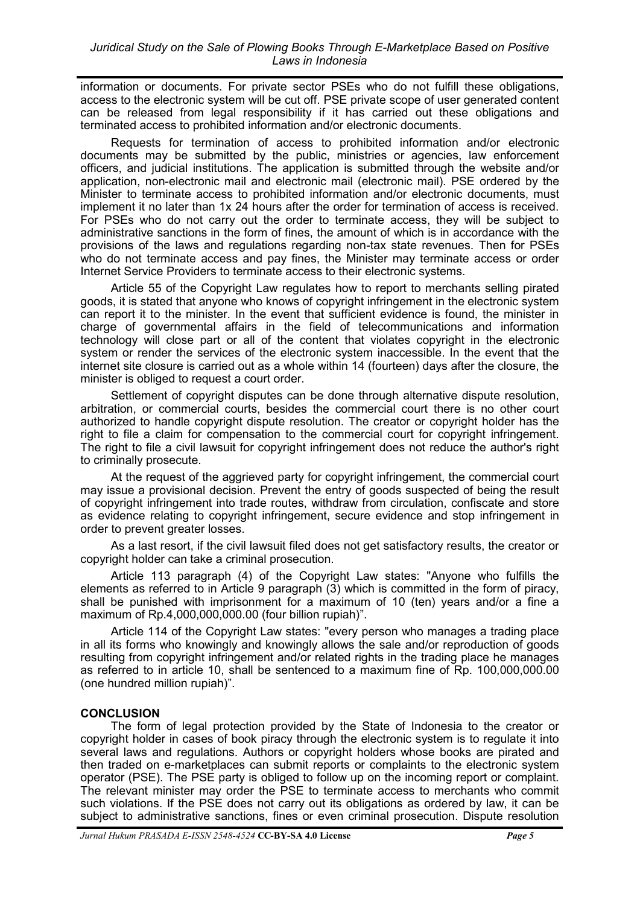information or documents. For private sector PSEs who do not fulfill these obligations, access to the electronic system will be cut off. PSE private scope of user generated content can be released from legal responsibility if it has carried out these obligations and terminated access to prohibited information and/or electronic documents.

Requests for termination of access to prohibited information and/or electronic documents may be submitted by the public, ministries or agencies, law enforcement officers, and judicial institutions. The application is submitted through the website and/or application, non-electronic mail and electronic mail (electronic mail). PSE ordered by the Minister to terminate access to prohibited information and/or electronic documents, must implement it no later than 1x 24 hours after the order for termination of access is received. For PSEs who do not carry out the order to terminate access, they will be subject to administrative sanctions in the form of fines, the amount of which is in accordance with the provisions of the laws and regulations regarding non-tax state revenues. Then for PSEs who do not terminate access and pay fines, the Minister may terminate access or order Internet Service Providers to terminate access to their electronic systems.

Article 55 of the Copyright Law regulates how to report to merchants selling pirated goods, it is stated that anyone who knows of copyright infringement in the electronic system can report it to the minister. In the event that sufficient evidence is found, the minister in charge of governmental affairs in the field of telecommunications and information technology will close part or all of the content that violates copyright in the electronic system or render the services of the electronic system inaccessible. In the event that the internet site closure is carried out as a whole within 14 (fourteen) days after the closure, the minister is obliged to request a court order.

Settlement of copyright disputes can be done through alternative dispute resolution, arbitration, or commercial courts, besides the commercial court there is no other court authorized to handle copyright dispute resolution. The creator or copyright holder has the right to file a claim for compensation to the commercial court for copyright infringement. The right to file a civil lawsuit for copyright infringement does not reduce the author's right to criminally prosecute.

At the request of the aggrieved party for copyright infringement, the commercial court may issue a provisional decision. Prevent the entry of goods suspected of being the result of copyright infringement into trade routes, withdraw from circulation, confiscate and store as evidence relating to copyright infringement, secure evidence and stop infringement in order to prevent greater losses.

As a last resort, if the civil lawsuit filed does not get satisfactory results, the creator or copyright holder can take a criminal prosecution.

Article 113 paragraph (4) of the Copyright Law states: "Anyone who fulfills the elements as referred to in Article 9 paragraph (3) which is committed in the form of piracy, shall be punished with imprisonment for a maximum of 10 (ten) years and/or a fine a maximum of Rp.4,000,000,000.00 (four billion rupiah)".

Article 114 of the Copyright Law states: "every person who manages a trading place in all its forms who knowingly and knowingly allows the sale and/or reproduction of goods resulting from copyright infringement and/or related rights in the trading place he manages as referred to in article 10, shall be sentenced to a maximum fine of Rp. 100,000,000.00 (one hundred million rupiah)".

## CONCLUSION

The form of legal protection provided by the State of Indonesia to the creator or copyright holder in cases of book piracy through the electronic system is to regulate it into several laws and regulations. Authors or copyright holders whose books are pirated and then traded on e-marketplaces can submit reports or complaints to the electronic system operator (PSE). The PSE party is obliged to follow up on the incoming report or complaint. The relevant minister may order the PSE to terminate access to merchants who commit such violations. If the PSE does not carry out its obligations as ordered by law, it can be subject to administrative sanctions, fines or even criminal prosecution. Dispute resolution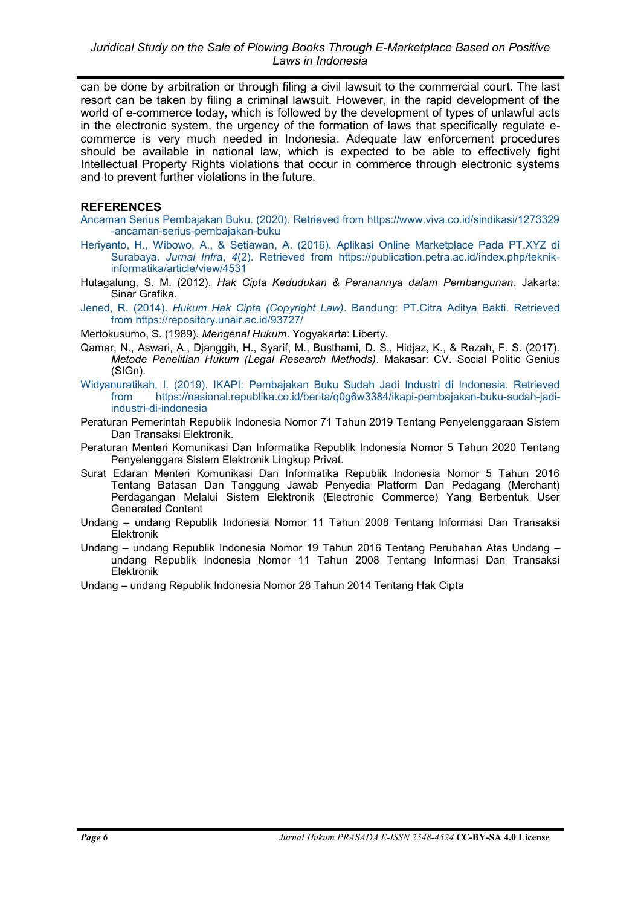can be done by arbitration or through filing a civil lawsuit to the commercial court. The last resort can be taken by filing a criminal lawsuit. However, in the rapid development of the world of e-commerce today, which is followed by the development of types of unlawful acts in the electronic system, the urgency of the formation of laws that specifically regulate e-commerce is very much needed in Indonesia. Adequate law enforcement procedures should be available in national law, which is expected to be able to effectively fight Intellectual Property Rights violations that occur in commerce through electronic systems and to prevent further violations in the future.

## REFERENCES

Ancaman Serius Pembajakan Buku. (2020). Retrieved from https://www.viva.co.id/sindikasi/1273329-ancaman-serius-pembajakan-buku

Heriyanto, H., Wibowo, A., & Setiawan, A. (2016). Aplikasi Online Marketplace Pada PT.XYZ di Surabaya. *Jurnal Infra*, *4*(2). Retrieved from https://publication.petra.ac.id/index.php/teknik-informatika/article/view/4531

Hutagalung, S. M. (2012). *Hak Cipta Kedudukan & Peranannya dalam Pembangunan*. Jakarta: Sinar Grafika.

Jened, R. (2014). *Hukum Hak Cipta (Copyright Law)*. Bandung: PT.Citra Aditya Bakti. Retrieved from https://repository.unair.ac.id/93727/

Mertokusumo, S. (1989). *Mengenal Hukum*. Yogyakarta: Liberty.

Qamar, N., Aswari, A., Djanggih, H., Syarif, M., Busthami, D. S., Hidjaz, K., & Rezah, F. S. (2017). *Metode Penelitian Hukum (Legal Research Methods)*. Makasar: CV. Social Politic Genius (SIGn).

Widyanuratikah, I. (2019). IKAPI: Pembajakan Buku Sudah Jadi Industri di Indonesia. Retrieved from https://nasional.republika.co.id/berita/q0g6w3384/ikapi-pembajakan-buku-sudah-jadi-industri-di-indonesia

Peraturan Pemerintah Republik Indonesia Nomor 71 Tahun 2019 Tentang Penyelenggaraan Sistem Dan Transaksi Elektronik.

Peraturan Menteri Komunikasi Dan Informatika Republik Indonesia Nomor 5 Tahun 2020 Tentang Penyelenggara Sistem Elektronik Lingkup Privat.

Surat Edaran Menteri Komunikasi Dan Informatika Republik Indonesia Nomor 5 Tahun 2016 Tentang Batasan Dan Tanggung Jawab Penyedia Platform Dan Pedagang (Merchant) Perdagangan Melalui Sistem Elektronik (Electronic Commerce) Yang Berbentuk User Generated Content

Undang – undang Republik Indonesia Nomor 11 Tahun 2008 Tentang Informasi Dan Transaksi Elektronik

Undang – undang Republik Indonesia Nomor 19 Tahun 2016 Tentang Perubahan Atas Undang – undang Republik Indonesia Nomor 11 Tahun 2008 Tentang Informasi Dan Transaksi Elektronik

Undang – undang Republik Indonesia Nomor 28 Tahun 2014 Tentang Hak Cipta